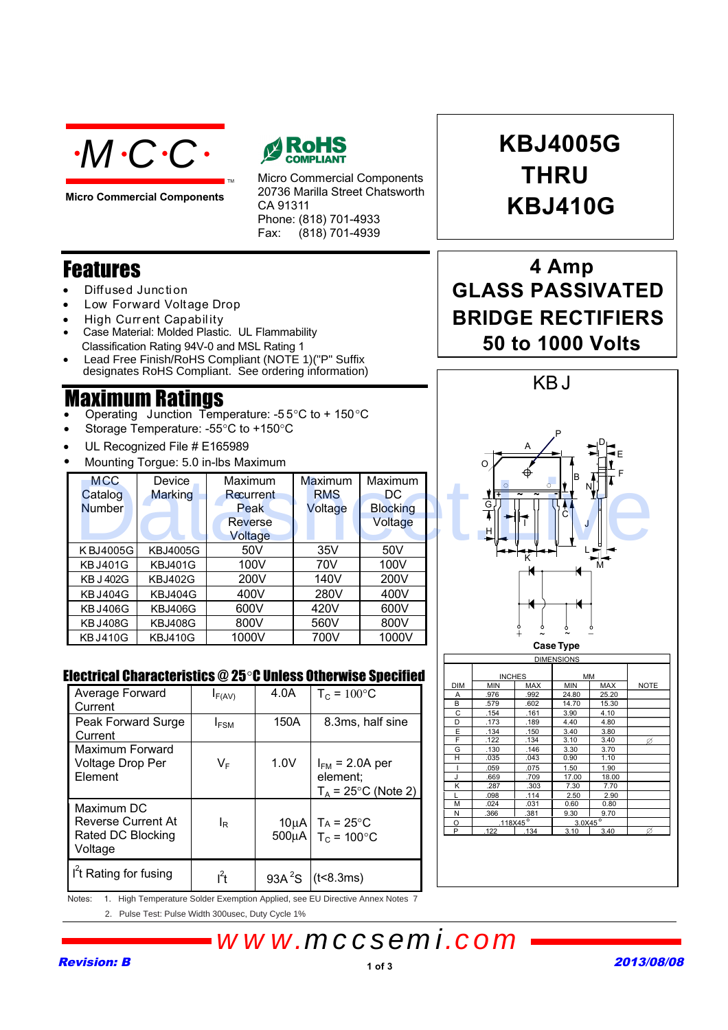·M·C·C·

Micro Commercial Components

RoHS COMPLIANT

Micro Commercial Components
20736 Marilla Street Chatsworth
CA 91311
Phone: (818) 701-4933
Fax: (818) 701-4939

# KBJ4005G THRU KBJ410G

## 4 Amp GLASS PASSIVATED BRIDGE RECTIFIERS 50 to 1000 Volts

## Features

- Diffused Junction
- Low Forward Voltage Drop
- High Current Capability
- Case Material: Molded Plastic. UL Flammability Classification Rating 94V-0 and MSL Rating 1
- Lead Free Finish/RoHS Compliant (NOTE 1)("P" Suffix designates RoHS Compliant. See ordering information)

## Maximum Ratings

- Operating Junction Temperature: -55°C to + 150°C
- Storage Temperature: -55°C to +150°C
- UL Recognized File # E165989
- Mounting Torgue: 5.0 in-lbs Maximum

| MCC Catalog Number | Device Marking | Maximum Recurrent Peak Reverse Voltage | Maximum RMS Voltage | Maximum DC Blocking Voltage |
|---|---|---|---|---|
| KBJ4005G | KBJ4005G | 50V | 35V | 50V |
| KBJ401G | KBJ401G | 100V | 70V | 100V |
| KBJ402G | KBJ402G | 200V | 140V | 200V |
| KBJ404G | KBJ404G | 400V | 280V | 400V |
| KBJ406G | KBJ406G | 600V | 420V | 600V |
| KBJ408G | KBJ408G | 800V | 560V | 800V |
| KBJ410G | KBJ410G | 1000V | 700V | 1000V |

## Electrical Characteristics @ 25°C Unless Otherwise Specified

| | | | |
|---|---|---|---|
| Average Forward Current | $I_{F(AV)}$ | 4.0A | $T_C = 100°C$ |
| Peak Forward Surge Current | $I_{FSM}$ | 150A | 8.3ms, half sine |
| Maximum Forward Voltage Drop Per Element | $V_F$ | 1.0V | $I_{FM}$ = 2.0A per element; $T_A = 25°C$ (Note 2) |
| Maximum DC Reverse Current At Rated DC Blocking Voltage | $I_R$ | 10μA<br>500μA | $T_A = 25°C$<br>$T_C = 100°C$ |
| $I^2t$ Rating for fusing | $I^2t$ | $93A^2S$ | (t<8.3ms) |

Notes: 1. High Temperature Solder Exemption Applied, see EU Directive Annex Notes 7
2. Pulse Test: Pulse Width 300usec, Duty Cycle 1%

KBJ

Case Type

| DIM | INCHES MIN | INCHES MAX | MM MIN | MM MAX | NOTE |
|---|---|---|---|---|---|
| A | .976 | .992 | 24.80 | 25.20 | |
| B | .579 | .602 | 14.70 | 15.30 | |
| C | .154 | .161 | 3.90 | 4.10 | |
| D | .173 | .189 | 4.40 | 4.80 | |
| E | .134 | .150 | 3.40 | 3.80 | |
| F | .122 | .134 | 3.10 | 3.40 | ∅ |
| G | .130 | .146 | 3.30 | 3.70 | |
| H | .035 | .043 | 0.90 | 1.10 | |
| I | .059 | .075 | 1.50 | 1.90 | |
| J | .669 | .709 | 17.00 | 18.00 | |
| K | .287 | .303 | 7.30 | 7.70 | |
| L | .098 | .114 | 2.50 | 2.90 | |
| M | .024 | .031 | 0.60 | 0.80 | |
| N | .366 | .381 | 9.30 | 9.70 | |
| O | .118X45° | | 3.0X45° | | |
| P | .122 | .134 | 3.10 | 3.40 | ∅ |

www.mccsemi.com

Revision: B

2013/08/08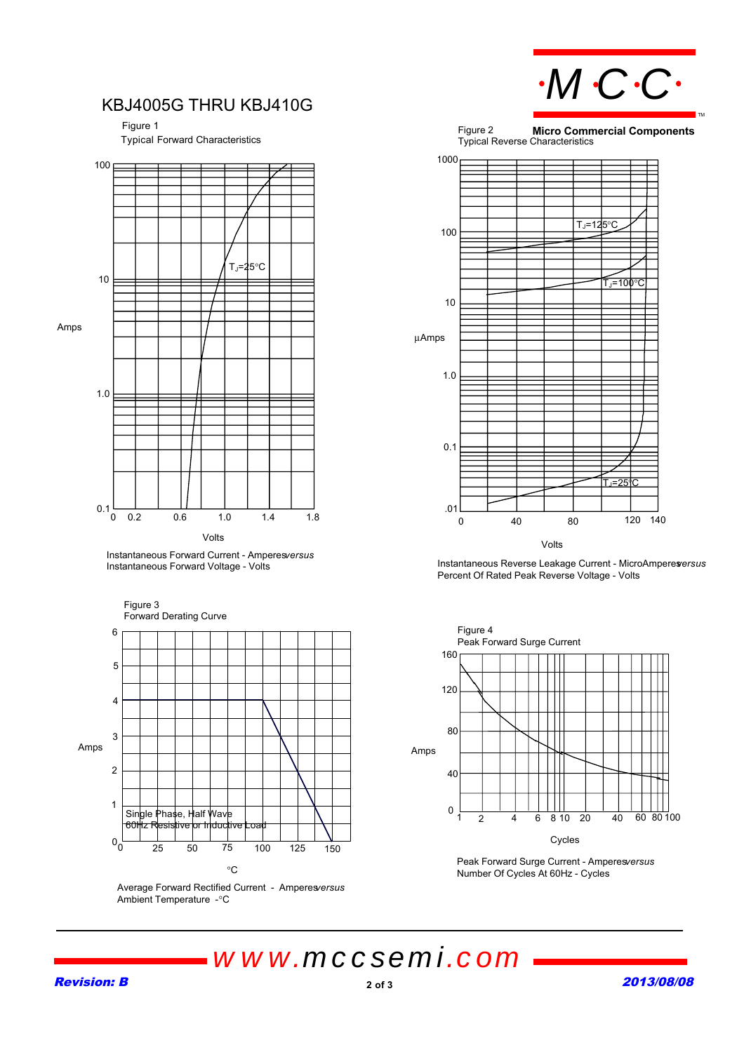# KBJ4005G THRU KBJ410G

Micro Commercial Components

Figure 1
Typical Forward Characteristics

Amps

$T_J$=25°C

Volts

Instantaneous Forward Current - Amperes *versus*
Instantaneous Forward Voltage - Volts

Figure 2
Typical Reverse Characteristics

µAmps

$T_J$=125°C

$T_J$=100°C

$T_J$=25°C

Volts

Instantaneous Reverse Leakage Current - MicroAmperes *versus*
Percent Of Rated Peak Reverse Voltage - Volts

Figure 3
Forward Derating Curve

Amps

Single Phase, Half Wave
60Hz Resistive or Inductive Load

°C

Average Forward Rectified Current - Amperes *versus*
Ambient Temperature - °C

Figure 4
Peak Forward Surge Current

Amps

Cycles

Peak Forward Surge Current - Amperes *versus*
Number Of Cycles At 60Hz - Cycles

www.mccsemi.com

*Revision: B* *2013/08/08*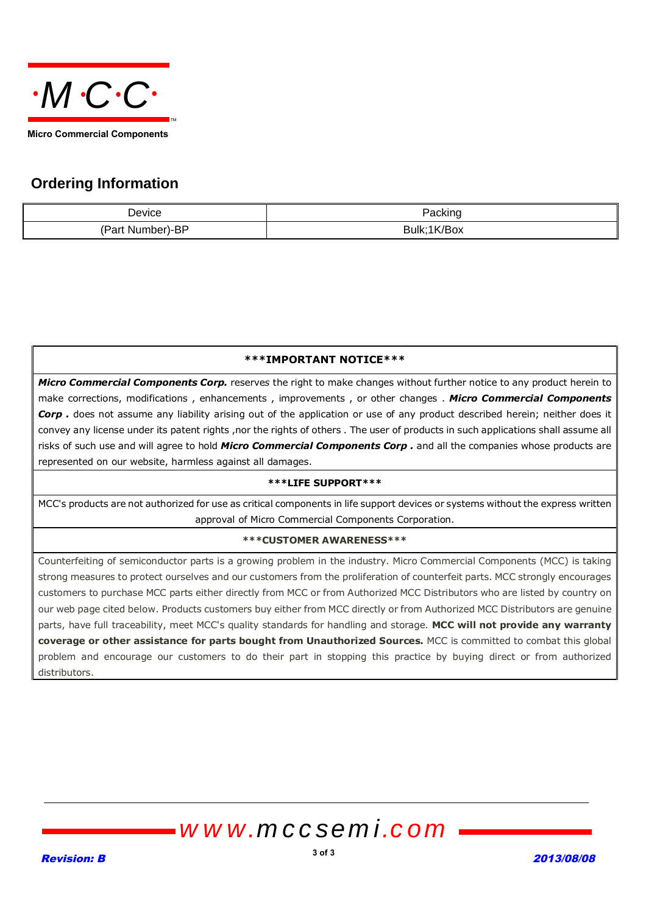·M·C·C·

Micro Commercial Components

## Ordering Information

| Device | Packing |
| --- | --- |
| (Part Number)-BP | Bulk;1K/Box |

**\*\*\*IMPORTANT NOTICE\*\*\***

***Micro Commercial Components Corp.*** reserves the right to make changes without further notice to any product herein to make corrections, modifications , enhancements , improvements , or other changes . ***Micro Commercial Components Corp .*** does not assume any liability arising out of the application or use of any product described herein; neither does it convey any license under its patent rights ,nor the rights of others . The user of products in such applications shall assume all risks of such use and will agree to hold ***Micro Commercial Components Corp .*** and all the companies whose products are represented on our website, harmless against all damages.

**\*\*\*LIFE SUPPORT\*\*\***

MCC's products are not authorized for use as critical components in life support devices or systems without the express written approval of Micro Commercial Components Corporation.

**\*\*\*CUSTOMER AWARENESS\*\*\***

Counterfeiting of semiconductor parts is a growing problem in the industry. Micro Commercial Components (MCC) is taking strong measures to protect ourselves and our customers from the proliferation of counterfeit parts. MCC strongly encourages customers to purchase MCC parts either directly from MCC or from Authorized MCC Distributors who are listed by country on our web page cited below. Products customers buy either from MCC directly or from Authorized MCC Distributors are genuine parts, have full traceability, meet MCC's quality standards for handling and storage. **MCC will not provide any warranty coverage or other assistance for parts bought from Unauthorized Sources.** MCC is committed to combat this global problem and encourage our customers to do their part in stopping this practice by buying direct or from authorized distributors.

*www.mccsemi.com*

***Revision: B*** ***2013/08/08***